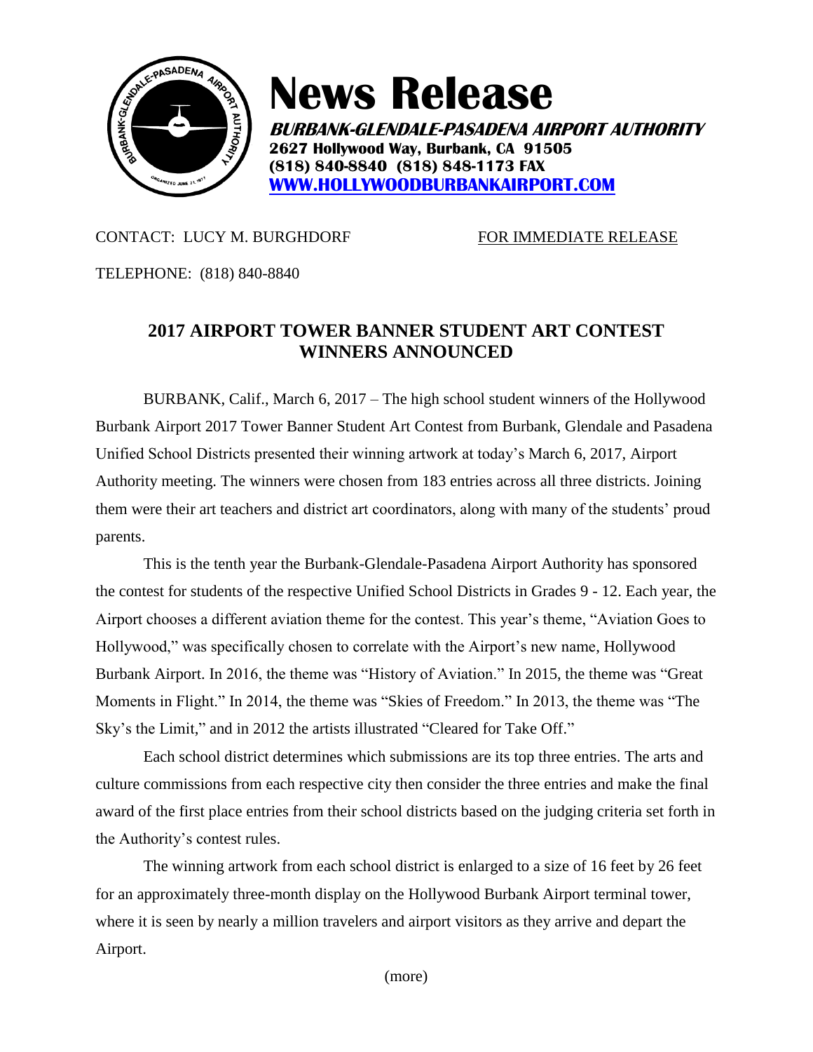# News Release

**BURBANK-GLENDALE-PASADENA AIRPORT AUTHORITY**
**2627 Hollywood Way, Burbank, CA 91505**
**(818) 840-8840 (818) 848-1173 FAX**
**WWW.HOLLYWOODBURBANKAIRPORT.COM**

CONTACT: LUCY M. BURGHDORF FOR IMMEDIATE RELEASE

TELEPHONE: (818) 840-8840

## 2017 AIRPORT TOWER BANNER STUDENT ART CONTEST WINNERS ANNOUNCED

BURBANK, Calif., March 6, 2017 – The high school student winners of the Hollywood Burbank Airport 2017 Tower Banner Student Art Contest from Burbank, Glendale and Pasadena Unified School Districts presented their winning artwork at today's March 6, 2017, Airport Authority meeting. The winners were chosen from 183 entries across all three districts. Joining them were their art teachers and district art coordinators, along with many of the students' proud parents.

This is the tenth year the Burbank-Glendale-Pasadena Airport Authority has sponsored the contest for students of the respective Unified School Districts in Grades 9 - 12. Each year, the Airport chooses a different aviation theme for the contest. This year's theme, "Aviation Goes to Hollywood," was specifically chosen to correlate with the Airport's new name, Hollywood Burbank Airport. In 2016, the theme was "History of Aviation." In 2015, the theme was "Great Moments in Flight." In 2014, the theme was "Skies of Freedom." In 2013, the theme was "The Sky's the Limit," and in 2012 the artists illustrated "Cleared for Take Off."

Each school district determines which submissions are its top three entries. The arts and culture commissions from each respective city then consider the three entries and make the final award of the first place entries from their school districts based on the judging criteria set forth in the Authority's contest rules.

The winning artwork from each school district is enlarged to a size of 16 feet by 26 feet for an approximately three-month display on the Hollywood Burbank Airport terminal tower, where it is seen by nearly a million travelers and airport visitors as they arrive and depart the Airport.

(more)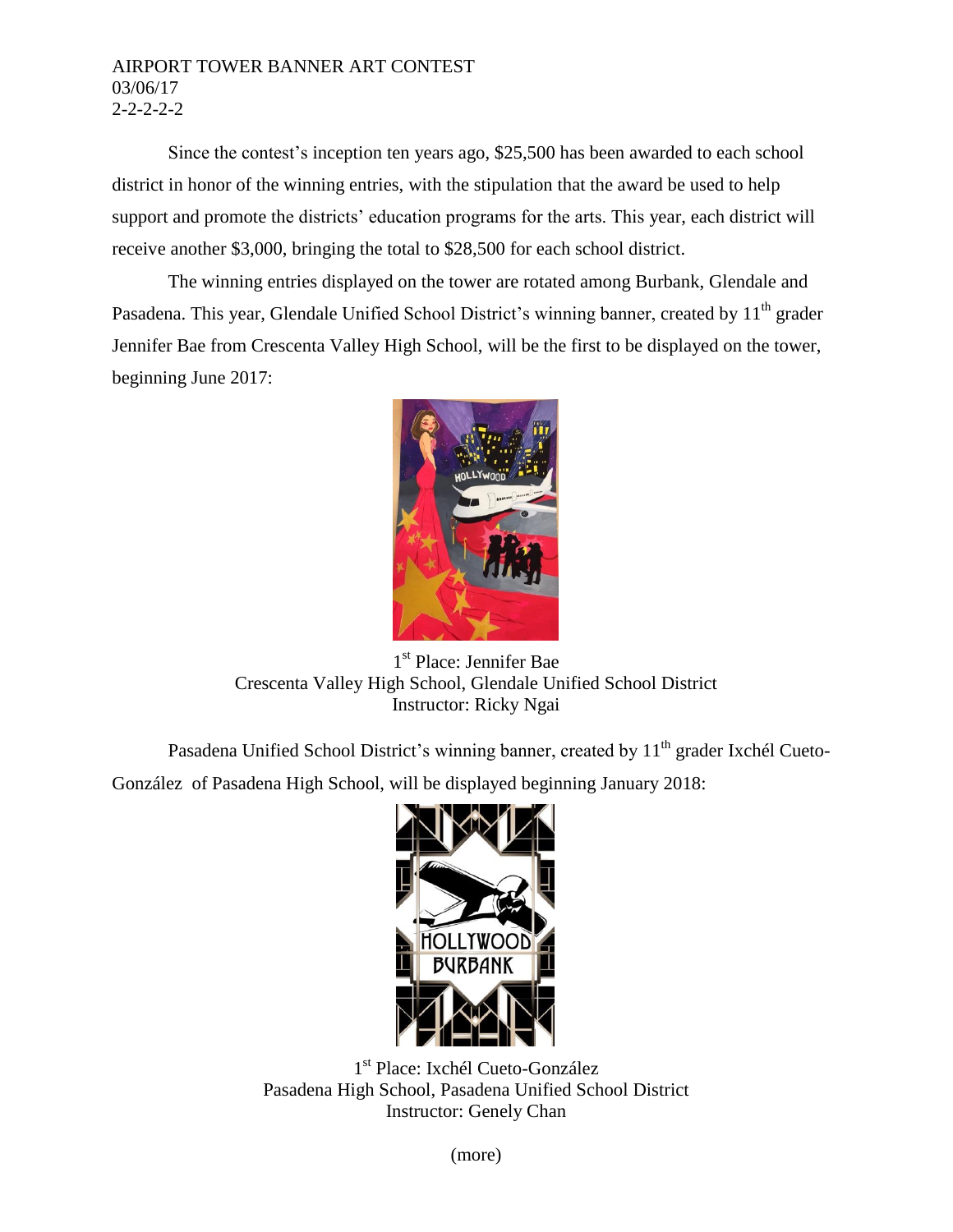Since the contest's inception ten years ago, $25,500 has been awarded to each school district in honor of the winning entries, with the stipulation that the award be used to help support and promote the districts' education programs for the arts. This year, each district will receive another $3,000, bringing the total to $28,500 for each school district.

The winning entries displayed on the tower are rotated among Burbank, Glendale and Pasadena. This year, Glendale Unified School District's winning banner, created by 11th grader Jennifer Bae from Crescenta Valley High School, will be the first to be displayed on the tower, beginning June 2017:

1st Place: Jennifer Bae
Crescenta Valley High School, Glendale Unified School District
Instructor: Ricky Ngai

Pasadena Unified School District's winning banner, created by 11th grader Ixchél Cueto-González of Pasadena High School, will be displayed beginning January 2018:

1st Place: Ixchél Cueto-González
Pasadena High School, Pasadena Unified School District
Instructor: Genely Chan

(more)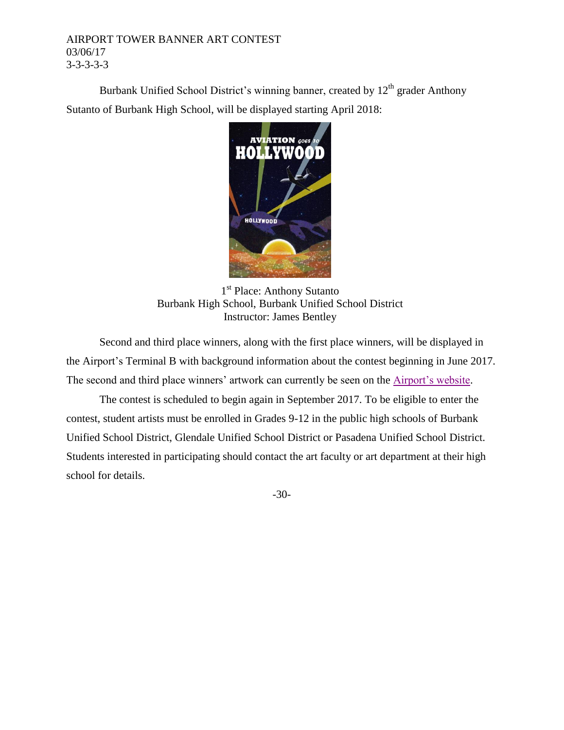Burbank Unified School District's winning banner, created by 12th grader Anthony Sutanto of Burbank High School, will be displayed starting April 2018:

1st Place: Anthony Sutanto
Burbank High School, Burbank Unified School District
Instructor: James Bentley

Second and third place winners, along with the first place winners, will be displayed in the Airport's Terminal B with background information about the contest beginning in June 2017. The second and third place winners' artwork can currently be seen on the Airport's website.

The contest is scheduled to begin again in September 2017. To be eligible to enter the contest, student artists must be enrolled in Grades 9-12 in the public high schools of Burbank Unified School District, Glendale Unified School District or Pasadena Unified School District. Students interested in participating should contact the art faculty or art department at their high school for details.

-30-